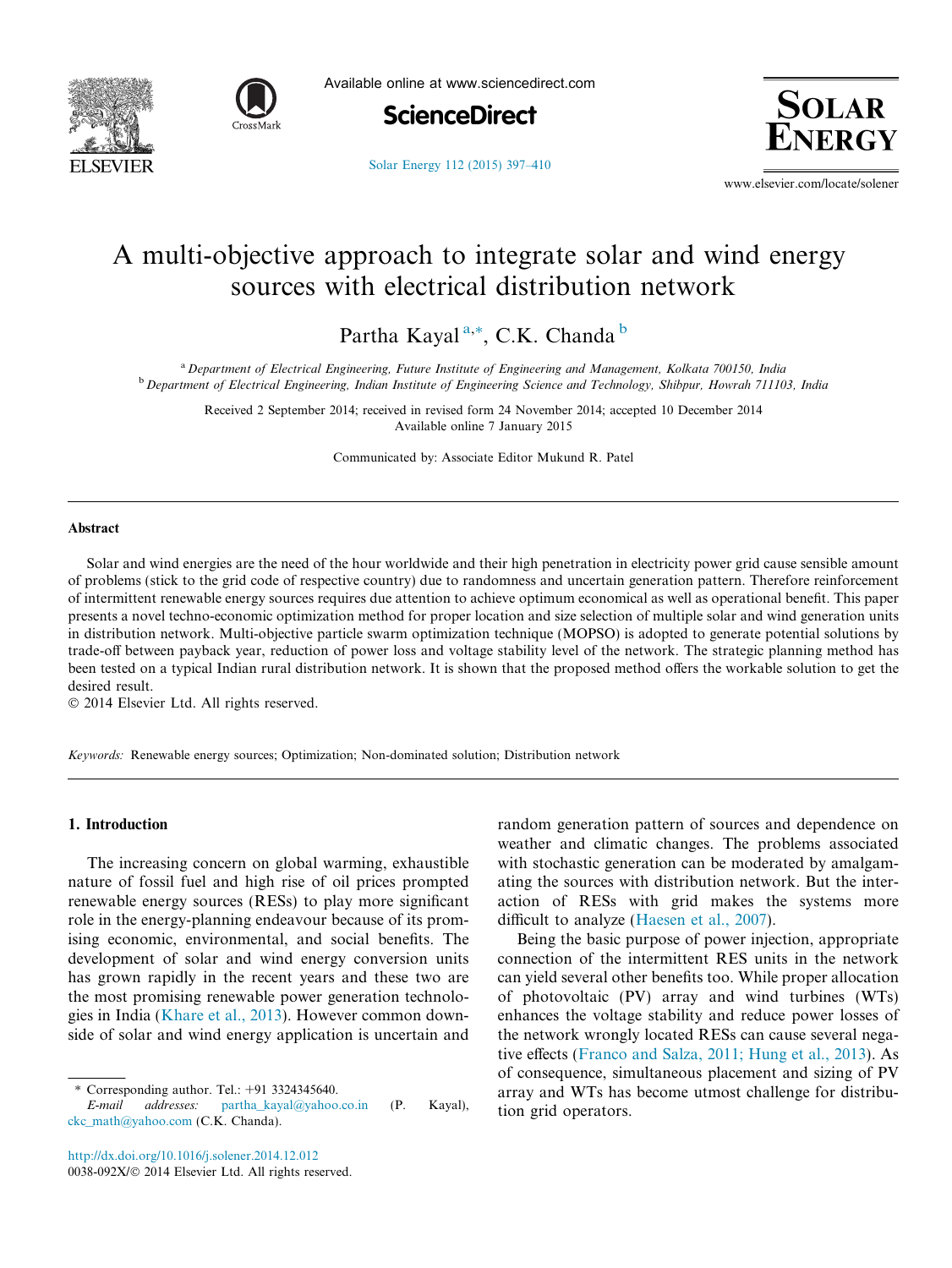# A multi-objective approach to integrate solar and wind energy sources with electrical distribution network

Partha Kayal [a,*], C.K. Chanda [b]

[a] Department of Electrical Engineering, Future Institute of Engineering and Management, Kolkata 700150, India

[b] Department of Electrical Engineering, Indian Institute of Engineering Science and Technology, Shibpur, Howrah 711103, India

Received 2 September 2014; received in revised form 24 November 2014; accepted 10 December 2014
Available online 7 January 2015

Communicated by: Associate Editor Mukund R. Patel

## Abstract

Solar and wind energies are the need of the hour worldwide and their high penetration in electricity power grid cause sensible amount of problems (stick to the grid code of respective country) due to randomness and uncertain generation pattern. Therefore reinforcement of intermittent renewable energy sources requires due attention to achieve optimum economical as well as operational benefit. This paper presents a novel techno-economic optimization method for proper location and size selection of multiple solar and wind generation units in distribution network. Multi-objective particle swarm optimization technique (MOPSO) is adopted to generate potential solutions by trade-off between payback year, reduction of power loss and voltage stability level of the network. The strategic planning method has been tested on a typical Indian rural distribution network. It is shown that the proposed method offers the workable solution to get the desired result.

© 2014 Elsevier Ltd. All rights reserved.

*Keywords:* Renewable energy sources; Optimization; Non-dominated solution; Distribution network

## 1. Introduction

The increasing concern on global warming, exhaustible nature of fossil fuel and high rise of oil prices prompted renewable energy sources (RESs) to play more significant role in the energy-planning endeavour because of its promising economic, environmental, and social benefits. The development of solar and wind energy conversion units has grown rapidly in the recent years and these two are the most promising renewable power generation technologies in India (Khare et al., 2013). However common downside of solar and wind energy application is uncertain and random generation pattern of sources and dependence on weather and climatic changes. The problems associated with stochastic generation can be moderated by amalgamating the sources with distribution network. But the interaction of RESs with grid makes the systems more difficult to analyze (Haesen et al., 2007).

Being the basic purpose of power injection, appropriate connection of the intermittent RES units in the network can yield several other benefits too. While proper allocation of photovoltaic (PV) array and wind turbines (WTs) enhances the voltage stability and reduce power losses of the network wrongly located RESs can cause several negative effects (Franco and Salza, 2011; Hung et al., 2013). As of consequence, simultaneous placement and sizing of PV array and WTs has become utmost challenge for distribution grid operators.

---

\* Corresponding author. Tel.: +91 3324345640.
*E-mail addresses:* partha_kayal@yahoo.co.in (P. Kayal), ckc_math@yahoo.com (C.K. Chanda).

http://dx.doi.org/10.1016/j.solener.2014.12.012
0038-092X/© 2014 Elsevier Ltd. All rights reserved.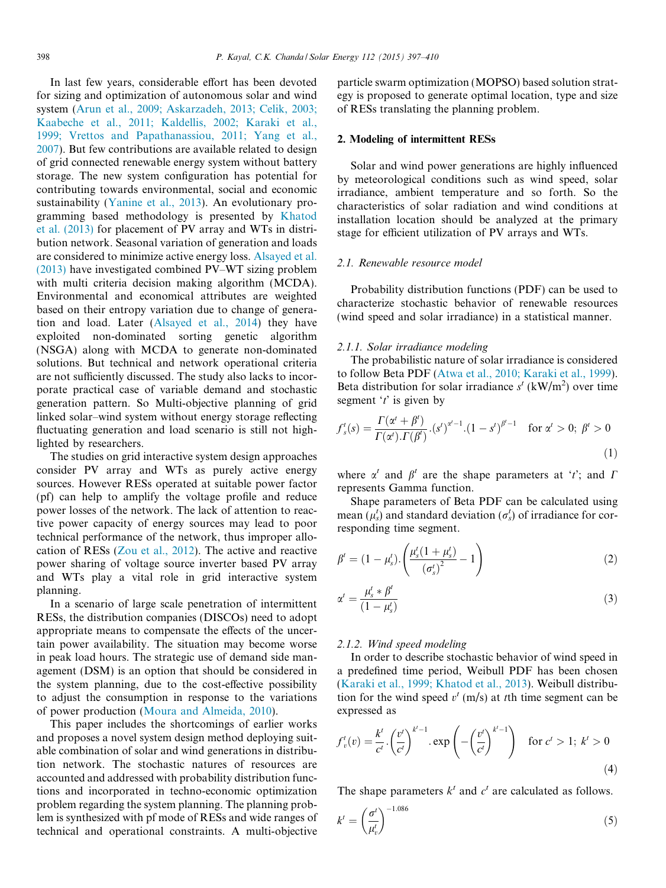In last few years, considerable effort has been devoted for sizing and optimization of autonomous solar and wind system (Arun et al., 2009; Askarzadeh, 2013; Celik, 2003; Kaabeche et al., 2011; Kaldellis, 2002; Karaki et al., 1999; Vrettos and Papathanassiou, 2011; Yang et al., 2007). But few contributions are available related to design of grid connected renewable energy system without battery storage. The new system configuration has potential for contributing towards environmental, social and economic sustainability (Yanine et al., 2013). An evolutionary programming based methodology is presented by Khatod et al. (2013) for placement of PV array and WTs in distribution network. Seasonal variation of generation and loads are considered to minimize active energy loss. Alsayed et al. (2013) have investigated combined PV–WT sizing problem with multi criteria decision making algorithm (MCDA). Environmental and economical attributes are weighted based on their entropy variation due to change of generation and load. Later (Alsayed et al., 2014) they have exploited non-dominated sorting genetic algorithm (NSGA) along with MCDA to generate non-dominated solutions. But technical and network operational criteria are not sufficiently discussed. The study also lacks to incorporate practical case of variable demand and stochastic generation pattern. So Multi-objective planning of grid linked solar–wind system without energy storage reflecting fluctuating generation and load scenario is still not highlighted by researchers.

The studies on grid interactive system design approaches consider PV array and WTs as purely active energy sources. However RESs operated at suitable power factor (pf) can help to amplify the voltage profile and reduce power losses of the network. The lack of attention to reactive power capacity of energy sources may lead to poor technical performance of the network, thus improper allocation of RESs (Zou et al., 2012). The active and reactive power sharing of voltage source inverter based PV array and WTs play a vital role in grid interactive system planning.

In a scenario of large scale penetration of intermittent RESs, the distribution companies (DISCOs) need to adopt appropriate means to compensate the effects of the uncertain power availability. The situation may become worse in peak load hours. The strategic use of demand side management (DSM) is an option that should be considered in the system planning, due to the cost-effective possibility to adjust the consumption in response to the variations of power production (Moura and Almeida, 2010).

This paper includes the shortcomings of earlier works and proposes a novel system design method deploying suitable combination of solar and wind generations in distribution network. The stochastic natures of resources are accounted and addressed with probability distribution functions and incorporated in techno-economic optimization problem regarding the system planning. The planning problem is synthesized with pf mode of RESs and wide ranges of technical and operational constraints. A multi-objective particle swarm optimization (MOPSO) based solution strategy is proposed to generate optimal location, type and size of RESs translating the planning problem.

## 2. Modeling of intermittent RESs

Solar and wind power generations are highly influenced by meteorological conditions such as wind speed, solar irradiance, ambient temperature and so forth. So the characteristics of solar radiation and wind conditions at installation location should be analyzed at the primary stage for efficient utilization of PV arrays and WTs.

### 2.1. Renewable resource model

Probability distribution functions (PDF) can be used to characterize stochastic behavior of renewable resources (wind speed and solar irradiance) in a statistical manner.

#### 2.1.1. Solar irradiance modeling

The probabilistic nature of solar irradiance is considered to follow Beta PDF (Atwa et al., 2010; Karaki et al., 1999). Beta distribution for solar irradiance $s^t$ (kW/m$^2$) over time segment '$t$' is given by

$$f_s^t(s) = \frac{\Gamma(\alpha^t + \beta^t)}{\Gamma(\alpha^t).\Gamma(\beta^t)}.(s^t)^{\alpha^t - 1}.(1 - s^t)^{\beta^t - 1} \quad \text{for } \alpha^t > 0;\ \beta^t > 0 \tag{1}$$

where $\alpha^t$ and $\beta^t$ are the shape parameters at '$t$'; and $\Gamma$ represents Gamma function.

Shape parameters of Beta PDF can be calculated using mean ($\mu_s^t$) and standard deviation ($\sigma_s^t$) of irradiance for corresponding time segment.

$$\beta^t = (1 - \mu_s^t).\left(\frac{\mu_s^t(1 + \mu_s^t)}{(\sigma_s^t)^2} - 1\right) \tag{2}$$

$$\alpha^t = \frac{\mu_s^t * \beta^t}{(1 - \mu_s^t)} \tag{3}$$

#### 2.1.2. Wind speed modeling

In order to describe stochastic behavior of wind speed in a predefined time period, Weibull PDF has been chosen (Karaki et al., 1999; Khatod et al., 2013). Weibull distribution for the wind speed $v^t$ (m/s) at $t$th time segment can be expressed as

$$f_v^t(v) = \frac{k^t}{c^t}.\left(\frac{v^t}{c^t}\right)^{k^t - 1}.\exp\left(-\left(\frac{v^t}{c^t}\right)^{k^t - 1}\right) \quad \text{for } c^t > 1;\ k^t > 0 \tag{4}$$

The shape parameters $k^t$ and $c^t$ are calculated as follows.

$$k^t = \left(\frac{\sigma^t}{\mu_v^t}\right)^{-1.086} \tag{5}$$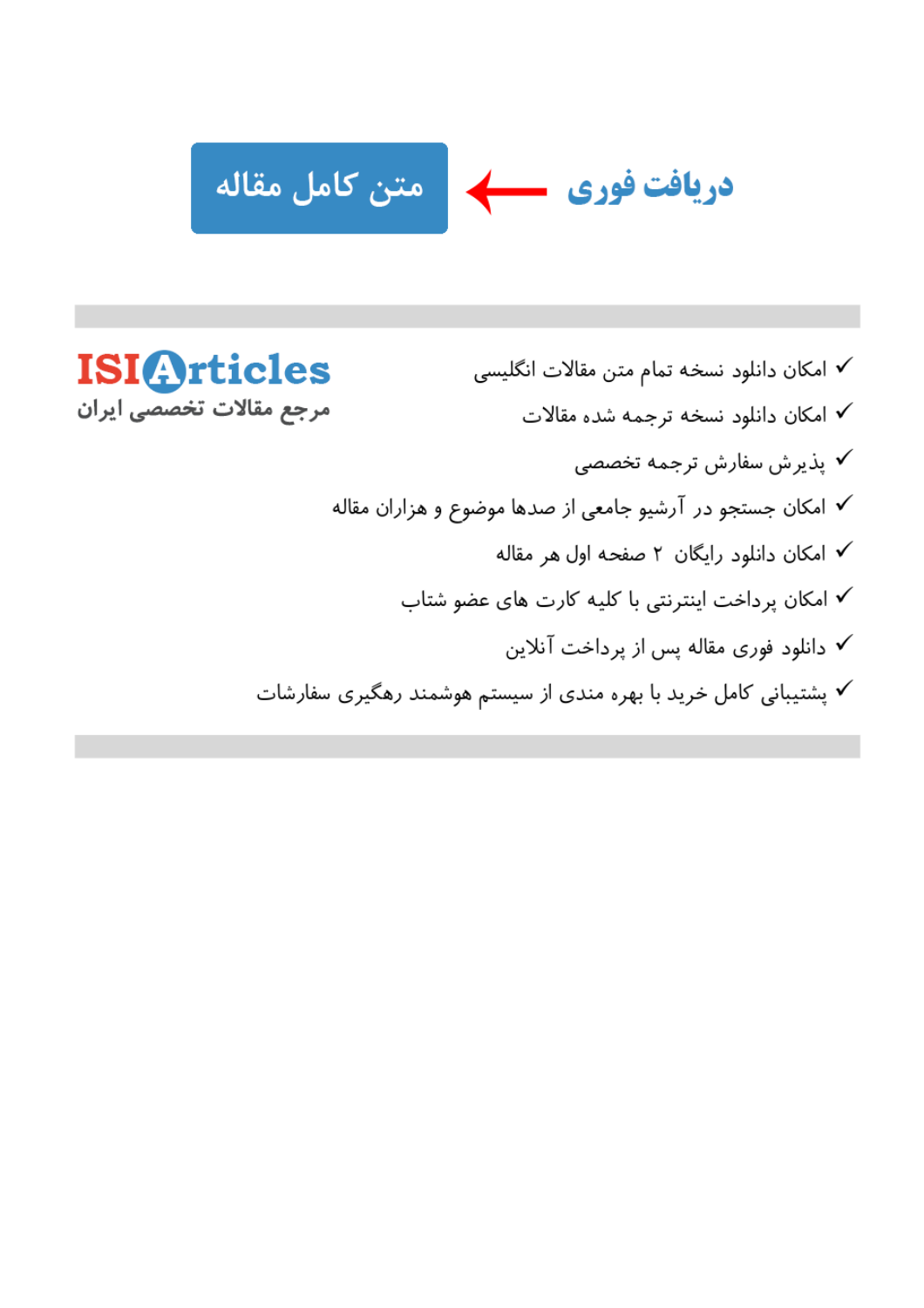دریافت فوری ← متن کامل مقاله

ISIArticles
مرجع مقالات تخصصی ایران

- ✓ امکان دانلود نسخه تمام متن مقالات انگلیسی
- ✓ امکان دانلود نسخه ترجمه شده مقالات
- ✓ پذیرش سفارش ترجمه تخصصی
- ✓ امکان جستجو در آرشیو جامعی از صدها موضوع و هزاران مقاله
- ✓ امکان دانلود رایگان ۲ صفحه اول هر مقاله
- ✓ امکان پرداخت اینترنتی با کلیه کارت های عضو شتاب
- ✓ دانلود فوری مقاله پس از پرداخت آنلاین
- ✓ پشتیبانی کامل خرید با بهره مندی از سیستم هوشمند رهگیری سفارشات